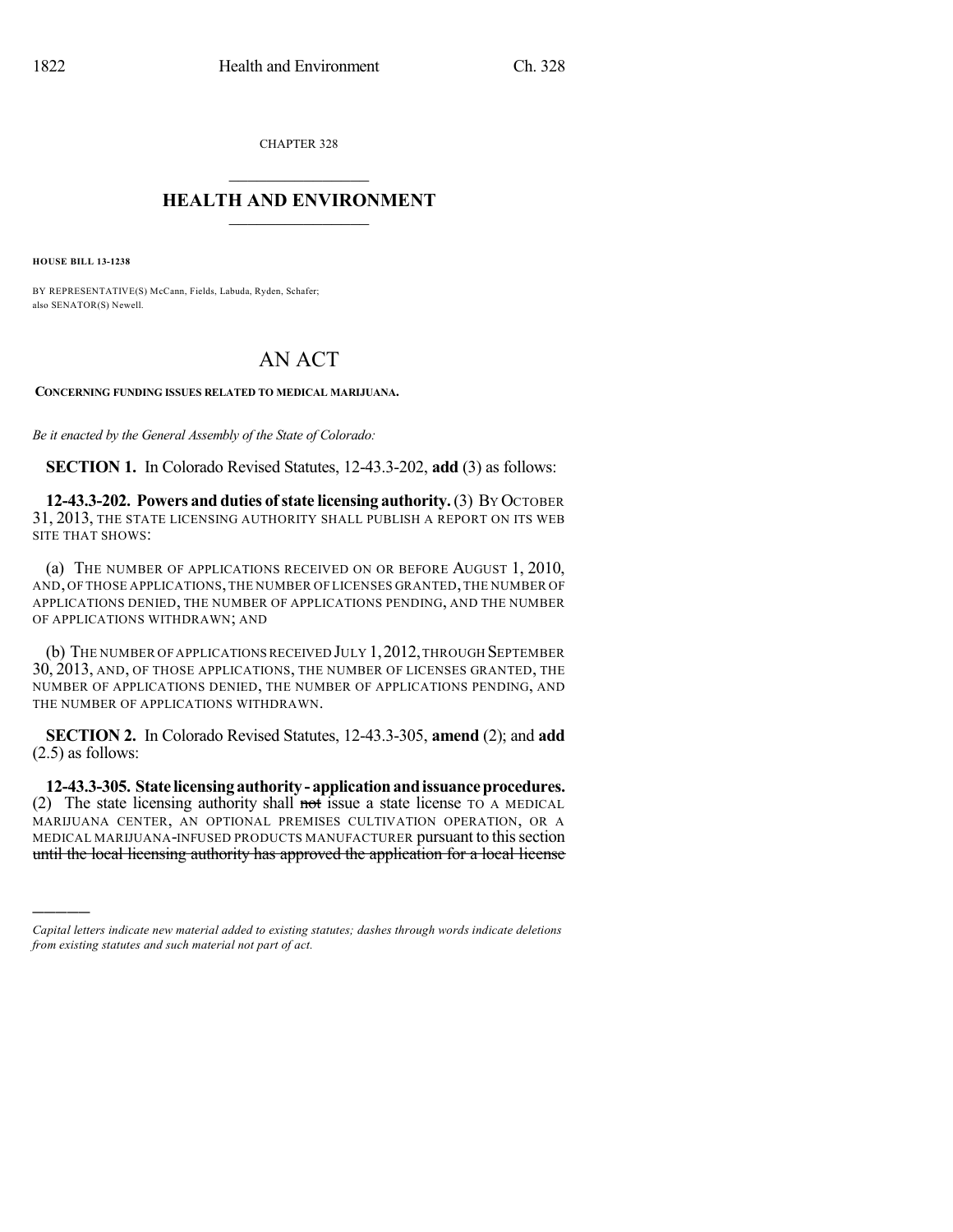CHAPTER 328

# HEALTH AND ENVIRONMENT

**HOUSE BILL 13-1238**

BY REPRESENTATIVE(S) McCann, Fields, Labuda, Ryden, Schafer;
also SENATOR(S) Newell.

# AN ACT

**CONCERNING FUNDING ISSUES RELATED TO MEDICAL MARIJUANA.**

*Be it enacted by the General Assembly of the State of Colorado:*

**SECTION 1.** In Colorado Revised Statutes, 12-43.3-202, **add** (3) as follows:

**12-43.3-202. Powers and duties of state licensing authority.** (3) BY OCTOBER 31, 2013, THE STATE LICENSING AUTHORITY SHALL PUBLISH A REPORT ON ITS WEB SITE THAT SHOWS:

(a) THE NUMBER OF APPLICATIONS RECEIVED ON OR BEFORE AUGUST 1, 2010, AND, OF THOSE APPLICATIONS, THE NUMBER OF LICENSES GRANTED, THE NUMBER OF APPLICATIONS DENIED, THE NUMBER OF APPLICATIONS PENDING, AND THE NUMBER OF APPLICATIONS WITHDRAWN; AND

(b) THE NUMBER OF APPLICATIONS RECEIVED JULY 1, 2012, THROUGH SEPTEMBER 30, 2013, AND, OF THOSE APPLICATIONS, THE NUMBER OF LICENSES GRANTED, THE NUMBER OF APPLICATIONS DENIED, THE NUMBER OF APPLICATIONS PENDING, AND THE NUMBER OF APPLICATIONS WITHDRAWN.

**SECTION 2.** In Colorado Revised Statutes, 12-43.3-305, **amend** (2); and **add** (2.5) as follows:

**12-43.3-305. State licensing authority - application and issuance procedures.** (2) The state licensing authority shall ~~not~~ issue a state license TO A MEDICAL MARIJUANA CENTER, AN OPTIONAL PREMISES CULTIVATION OPERATION, OR A MEDICAL MARIJUANA-INFUSED PRODUCTS MANUFACTURER pursuant to this section ~~until the local licensing authority has approved the application for a local license~~

*Capital letters indicate new material added to existing statutes; dashes through words indicate deletions from existing statutes and such material not part of act.*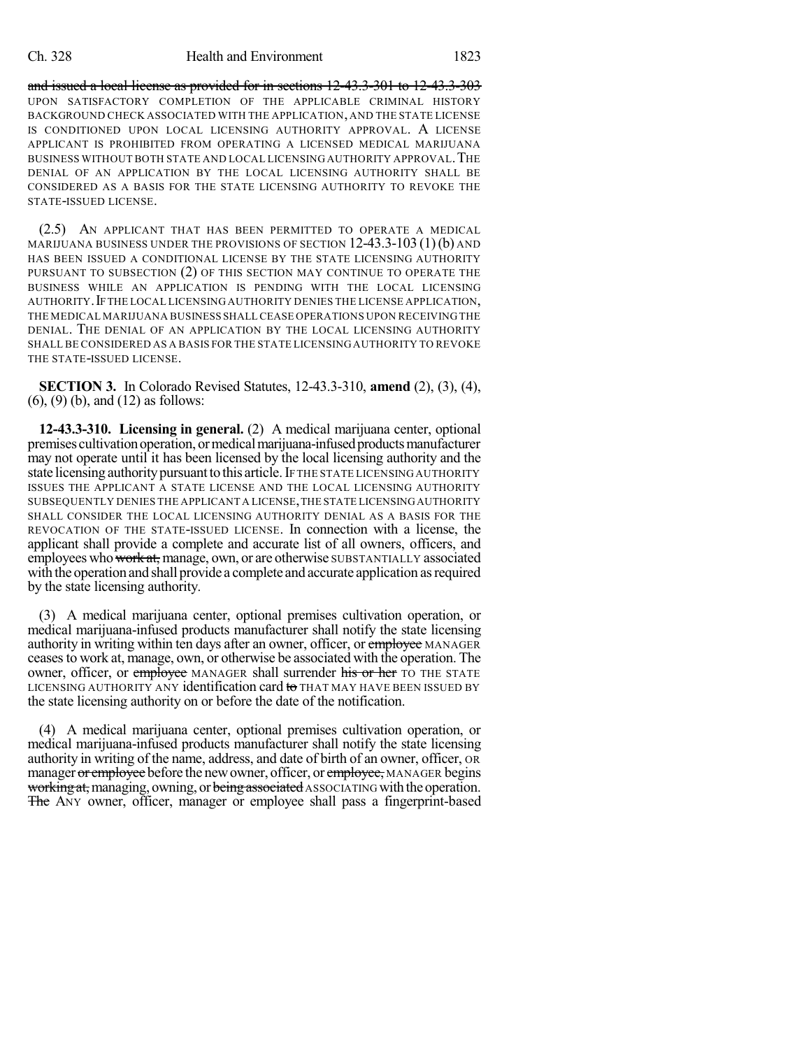and issued a local license as provided for in sections 12-43.3-301 to 12-43.3-303 UPON SATISFACTORY COMPLETION OF THE APPLICABLE CRIMINAL HISTORY BACKGROUND CHECK ASSOCIATED WITH THE APPLICATION, AND THE STATE LICENSE IS CONDITIONED UPON LOCAL LICENSING AUTHORITY APPROVAL. A LICENSE APPLICANT IS PROHIBITED FROM OPERATING A LICENSED MEDICAL MARIJUANA BUSINESS WITHOUT BOTH STATE AND LOCAL LICENSING AUTHORITY APPROVAL. THE DENIAL OF AN APPLICATION BY THE LOCAL LICENSING AUTHORITY SHALL BE CONSIDERED AS A BASIS FOR THE STATE LICENSING AUTHORITY TO REVOKE THE STATE-ISSUED LICENSE.

(2.5) AN APPLICANT THAT HAS BEEN PERMITTED TO OPERATE A MEDICAL MARIJUANA BUSINESS UNDER THE PROVISIONS OF SECTION 12-43.3-103 (1) (b) AND HAS BEEN ISSUED A CONDITIONAL LICENSE BY THE STATE LICENSING AUTHORITY PURSUANT TO SUBSECTION (2) OF THIS SECTION MAY CONTINUE TO OPERATE THE BUSINESS WHILE AN APPLICATION IS PENDING WITH THE LOCAL LICENSING AUTHORITY. IF THE LOCAL LICENSING AUTHORITY DENIES THE LICENSE APPLICATION, THE MEDICAL MARIJUANA BUSINESS SHALL CEASE OPERATIONS UPON RECEIVING THE DENIAL. THE DENIAL OF AN APPLICATION BY THE LOCAL LICENSING AUTHORITY SHALL BE CONSIDERED AS A BASIS FOR THE STATE LICENSING AUTHORITY TO REVOKE THE STATE-ISSUED LICENSE.

**SECTION 3.** In Colorado Revised Statutes, 12-43.3-310, **amend** (2), (3), (4), (6), (9) (b), and (12) as follows:

**12-43.3-310. Licensing in general.** (2) A medical marijuana center, optional premises cultivation operation, or medical marijuana-infused products manufacturer may not operate until it has been licensed by the local licensing authority and the state licensing authority pursuant to this article. IF THE STATE LICENSING AUTHORITY ISSUES THE APPLICANT A STATE LICENSE AND THE LOCAL LICENSING AUTHORITY SUBSEQUENTLY DENIES THE APPLICANT A LICENSE, THE STATE LICENSING AUTHORITY SHALL CONSIDER THE LOCAL LICENSING AUTHORITY DENIAL AS A BASIS FOR THE REVOCATION OF THE STATE-ISSUED LICENSE. In connection with a license, the applicant shall provide a complete and accurate list of all owners, officers, and employees who work at, manage, own, or are otherwise SUBSTANTIALLY associated with the operation and shall provide a complete and accurate application as required by the state licensing authority.

(3) A medical marijuana center, optional premises cultivation operation, or medical marijuana-infused products manufacturer shall notify the state licensing authority in writing within ten days after an owner, officer, or employee MANAGER ceases to work at, manage, own, or otherwise be associated with the operation. The owner, officer, or employee MANAGER shall surrender his or her TO THE STATE LICENSING AUTHORITY ANY identification card to THAT MAY HAVE BEEN ISSUED BY the state licensing authority on or before the date of the notification.

(4) A medical marijuana center, optional premises cultivation operation, or medical marijuana-infused products manufacturer shall notify the state licensing authority in writing of the name, address, and date of birth of an owner, officer, OR manager or employee before the new owner, officer, or employee, MANAGER begins working at, managing, owning, or being associated ASSOCIATING with the operation. The ANY owner, officer, manager or employee shall pass a fingerprint-based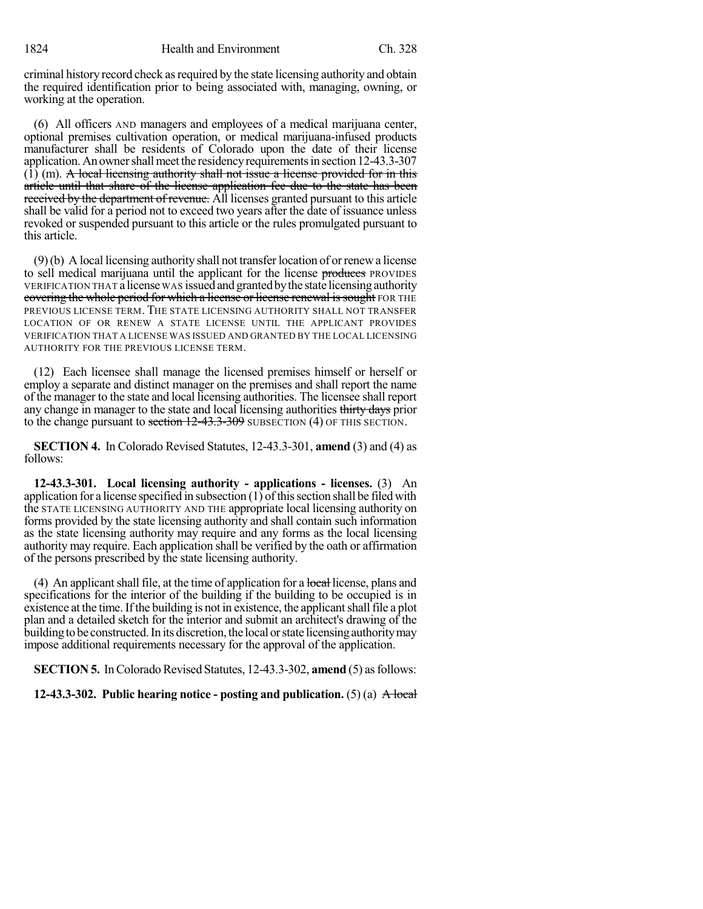criminal history record check as required by the state licensing authority and obtain the required identification prior to being associated with, managing, owning, or working at the operation.

(6) All officers AND managers and employees of a medical marijuana center, optional premises cultivation operation, or medical marijuana-infused products manufacturer shall be residents of Colorado upon the date of their license application. An owner shall meet the residency requirements in section 12-43.3-307 (1) (m). ~~A local licensing authority shall not issue a license provided for in this article until that share of the license application fee due to the state has been received by the department of revenue.~~ All licenses granted pursuant to this article shall be valid for a period not to exceed two years after the date of issuance unless revoked or suspended pursuant to this article or the rules promulgated pursuant to this article.

(9) (b) A local licensing authority shall not transfer location of or renew a license to sell medical marijuana until the applicant for the license ~~produces~~ PROVIDES VERIFICATION THAT a license WAS issued and granted by the state licensing authority ~~covering the whole period for which a license or license renewal is sought~~ FOR THE PREVIOUS LICENSE TERM. THE STATE LICENSING AUTHORITY SHALL NOT TRANSFER LOCATION OF OR RENEW A STATE LICENSE UNTIL THE APPLICANT PROVIDES VERIFICATION THAT A LICENSE WAS ISSUED AND GRANTED BY THE LOCAL LICENSING AUTHORITY FOR THE PREVIOUS LICENSE TERM.

(12) Each licensee shall manage the licensed premises himself or herself or employ a separate and distinct manager on the premises and shall report the name of the manager to the state and local licensing authorities. The licensee shall report any change in manager to the state and local licensing authorities ~~thirty days~~ prior to the change pursuant to ~~section 12-43.3-309~~ SUBSECTION (4) OF THIS SECTION.

**SECTION 4.** In Colorado Revised Statutes, 12-43.3-301, **amend** (3) and (4) as follows:

**12-43.3-301. Local licensing authority - applications - licenses.** (3) An application for a license specified in subsection (1) of this section shall be filed with the STATE LICENSING AUTHORITY AND THE appropriate local licensing authority on forms provided by the state licensing authority and shall contain such information as the state licensing authority may require and any forms as the local licensing authority may require. Each application shall be verified by the oath or affirmation of the persons prescribed by the state licensing authority.

(4) An applicant shall file, at the time of application for a ~~local~~ license, plans and specifications for the interior of the building if the building to be occupied is in existence at the time. If the building is not in existence, the applicant shall file a plot plan and a detailed sketch for the interior and submit an architect's drawing of the building to be constructed. In its discretion, the local or state licensing authority may impose additional requirements necessary for the approval of the application.

**SECTION 5.** In Colorado Revised Statutes, 12-43.3-302, **amend** (5) as follows:

**12-43.3-302. Public hearing notice - posting and publication.** (5) (a) ~~A local~~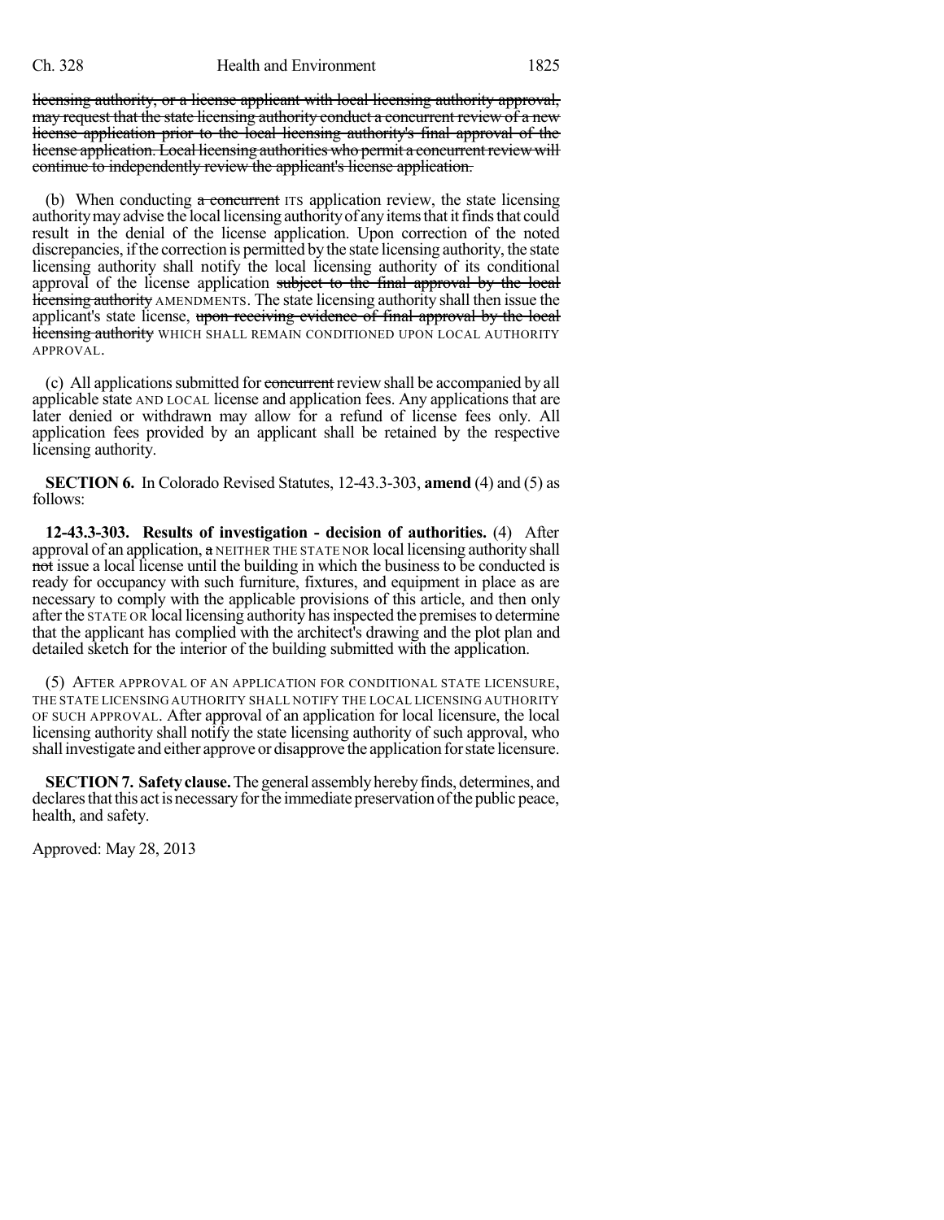~~licensing authority, or a license applicant with local licensing authority approval, may request that the state licensing authority conduct a concurrent review of a new license application prior to the local licensing authority's final approval of the license application. Local licensing authorities who permit a concurrent review will continue to independently review the applicant's license application.~~

(b) When conducting ~~a concurrent~~ ITS application review, the state licensing authority may advise the local licensing authority of any items that it finds that could result in the denial of the license application. Upon correction of the noted discrepancies, if the correction is permitted by the state licensing authority, the state licensing authority shall notify the local licensing authority of its conditional approval of the license application ~~subject to the final approval by the local licensing authority~~ AMENDMENTS. The state licensing authority shall then issue the applicant's state license, ~~upon receiving evidence of final approval by the local licensing authority~~ WHICH SHALL REMAIN CONDITIONED UPON LOCAL AUTHORITY APPROVAL.

(c) All applications submitted for ~~concurrent~~ review shall be accompanied by all applicable state AND LOCAL license and application fees. Any applications that are later denied or withdrawn may allow for a refund of license fees only. All application fees provided by an applicant shall be retained by the respective licensing authority.

**SECTION 6.** In Colorado Revised Statutes, 12-43.3-303, **amend** (4) and (5) as follows:

**12-43.3-303. Results of investigation - decision of authorities.** (4) After approval of an application, ~~a~~ NEITHER THE STATE NOR local licensing authority shall ~~not~~ issue a local license until the building in which the business to be conducted is ready for occupancy with such furniture, fixtures, and equipment in place as are necessary to comply with the applicable provisions of this article, and then only after the STATE OR local licensing authority has inspected the premises to determine that the applicant has complied with the architect's drawing and the plot plan and detailed sketch for the interior of the building submitted with the application.

(5) AFTER APPROVAL OF AN APPLICATION FOR CONDITIONAL STATE LICENSURE, THE STATE LICENSING AUTHORITY SHALL NOTIFY THE LOCAL LICENSING AUTHORITY OF SUCH APPROVAL. After approval of an application for local licensure, the local licensing authority shall notify the state licensing authority of such approval, who shall investigate and either approve or disapprove the application for state licensure.

**SECTION 7. Safety clause.** The general assembly hereby finds, determines, and declares that this act is necessary for the immediate preservation of the public peace, health, and safety.

Approved: May 28, 2013